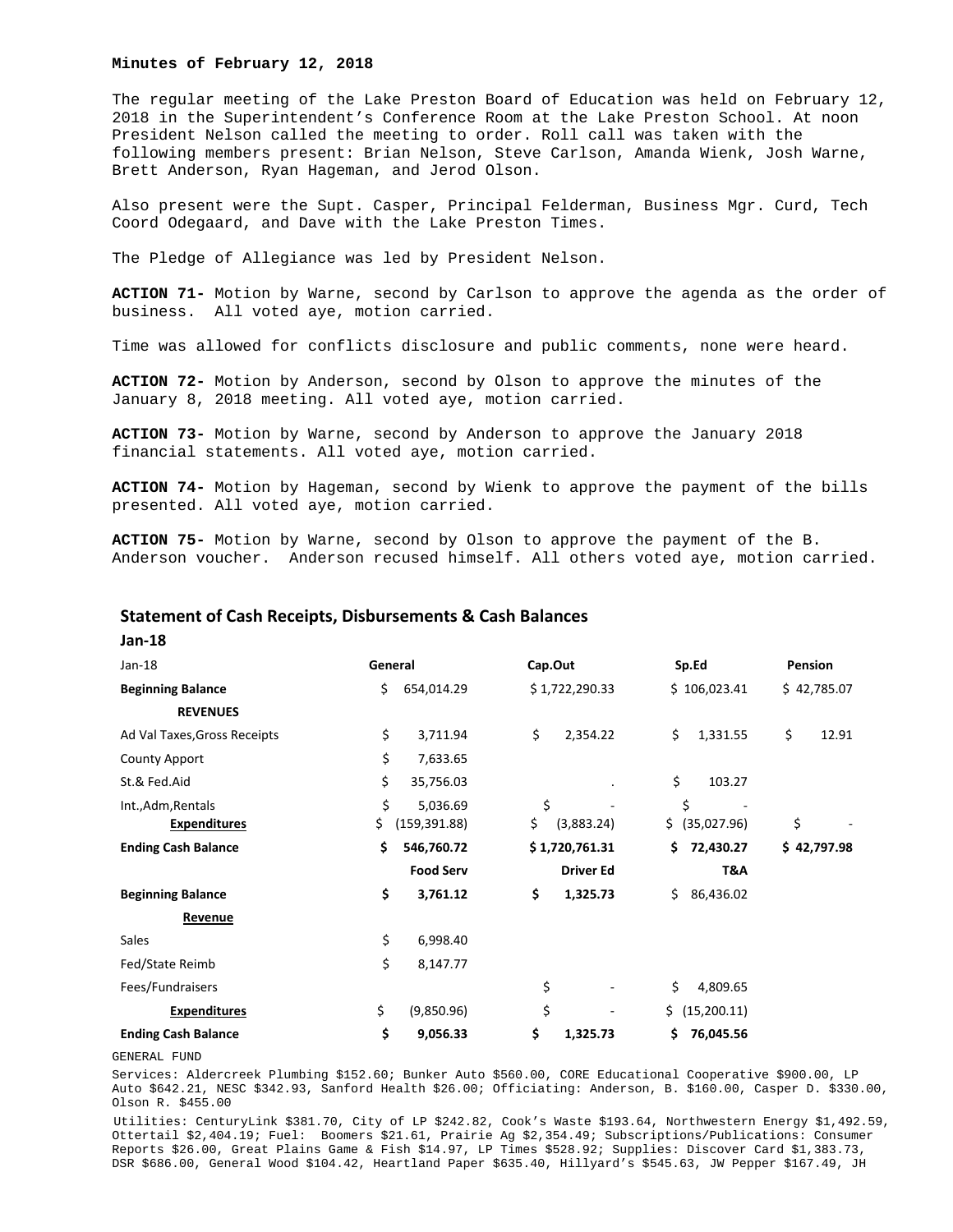**Minutes of February 12, 2018**

The regular meeting of the Lake Preston Board of Education was held on February 12, 2018 in the Superintendent's Conference Room at the Lake Preston School. At noon President Nelson called the meeting to order. Roll call was taken with the following members present: Brian Nelson, Steve Carlson, Amanda Wienk, Josh Warne, Brett Anderson, Ryan Hageman, and Jerod Olson.

Also present were the Supt. Casper, Principal Felderman, Business Mgr. Curd, Tech Coord Odegaard, and Dave with the Lake Preston Times.

The Pledge of Allegiance was led by President Nelson.

**ACTION 71-** Motion by Warne, second by Carlson to approve the agenda as the order of business. All voted aye, motion carried.

Time was allowed for conflicts disclosure and public comments, none were heard.

**ACTION 72-** Motion by Anderson, second by Olson to approve the minutes of the January 8, 2018 meeting. All voted aye, motion carried.

**ACTION 73-** Motion by Warne, second by Anderson to approve the January 2018 financial statements. All voted aye, motion carried.

**ACTION 74-** Motion by Hageman, second by Wienk to approve the payment of the bills presented. All voted aye, motion carried.

**ACTION 75-** Motion by Warne, second by Olson to approve the payment of the B. Anderson voucher. Anderson recused himself. All others voted aye, motion carried.

## Statement of Cash Receipts, Disbursements & Cash Balances

**Jan-18**

| Jan-18 | General | Cap.Out | Sp.Ed | Pension |
|---|---|---|---|---|
| **Beginning Balance** | $ 654,014.29 | $ 1,722,290.33 | $ 106,023.41 | $ 42,785.07 |
| **REVENUES** | | | | |
| Ad Val Taxes,Gross Receipts | $ 3,711.94 | $ 2,354.22 | $ 1,331.55 | $ 12.91 |
| County Apport | $ 7,633.65 | | | |
| St.& Fed.Aid | $ 35,756.03 | . | $ 103.27 | |
| Int.,Adm,Rentals | $ 5,036.69 | $ - | $ - | |
| **Expenditures** | $ (159,391.88) | $ (3,883.24) | $ (35,027.96) | $ - |
| **Ending Cash Balance** | **$ 546,760.72** | **$ 1,720,761.31** | **$ 72,430.27** | **$ 42,797.98** |
| | **Food Serv** | **Driver Ed** | **T&A** | |
| **Beginning Balance** | **$ 3,761.12** | **$ 1,325.73** | $ 86,436.02 | |
| **Revenue** | | | | |
| Sales | $ 6,998.40 | | | |
| Fed/State Reimb | $ 8,147.77 | | | |
| Fees/Fundraisers | | $ - | $ 4,809.65 | |
| **Expenditures** | $ (9,850.96) | $ - | $ (15,200.11) | |
| **Ending Cash Balance** | **$ 9,056.33** | **$ 1,325.73** | **$ 76,045.56** | |

GENERAL FUND

Services: Aldercreek Plumbing $152.60; Bunker Auto $560.00, CORE Educational Cooperative $900.00, LP Auto $642.21, NESC $342.93, Sanford Health $26.00; Officiating: Anderson, B. $160.00, Casper D. $330.00, Olson R. $455.00

Utilities: CenturyLink $381.70, City of LP $242.82, Cook's Waste $193.64, Northwestern Energy $1,492.59, Ottertail $2,404.19; Fuel: Boomers $21.61, Prairie Ag $2,354.49; Subscriptions/Publications: Consumer Reports $26.00, Great Plains Game & Fish $14.97, LP Times $528.92; Supplies: Discover Card $1,383.73, DSR $686.00, General Wood $104.42, Heartland Paper $635.40, Hillyard's $545.63, JW Pepper $167.49, JH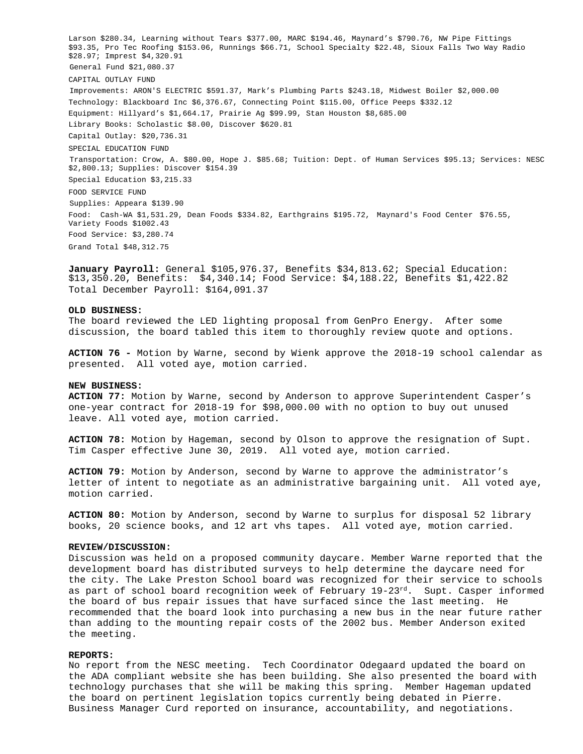Larson $280.34, Learning without Tears $377.00, MARC $194.46, Maynard's $790.76, NW Pipe Fittings $93.35, Pro Tec Roofing $153.06, Runnings $66.71, School Specialty $22.48, Sioux Falls Two Way Radio $28.97; Imprest $4,320.91

General Fund $21,080.37

CAPITAL OUTLAY FUND

Improvements: ARON'S ELECTRIC $591.37, Mark's Plumbing Parts $243.18, Midwest Boiler $2,000.00

Technology: Blackboard Inc $6,376.67, Connecting Point $115.00, Office Peeps $332.12

Equipment: Hillyard's $1,664.17, Prairie Ag $99.99, Stan Houston $8,685.00

Library Books: Scholastic $8.00, Discover $620.81

Capital Outlay: $20,736.31

SPECIAL EDUCATION FUND

Transportation: Crow, A. $80.00, Hope J. $85.68; Tuition: Dept. of Human Services $95.13; Services: NESC $2,800.13; Supplies: Discover $154.39

Special Education $3,215.33

FOOD SERVICE FUND

Supplies: Appeara $139.90

Food: Cash-WA $1,531.29, Dean Foods $334.82, Earthgrains $195.72, Maynard's Food Center $76.55, Variety Foods $1002.43

Food Service: $3,280.74

Grand Total $48,312.75

**January Payroll:** General $105,976.37, Benefits $34,813.62; Special Education: $13,350.20, Benefits: $4,340.14; Food Service: $4,188.22, Benefits $1,422.82 Total December Payroll: $164,091.37

**OLD BUSINESS:**
The board reviewed the LED lighting proposal from GenPro Energy. After some discussion, the board tabled this item to thoroughly review quote and options.

**ACTION 76 -** Motion by Warne, second by Wienk approve the 2018-19 school calendar as presented. All voted aye, motion carried.

**NEW BUSINESS:**
**ACTION 77:** Motion by Warne, second by Anderson to approve Superintendent Casper's one-year contract for 2018-19 for $98,000.00 with no option to buy out unused leave. All voted aye, motion carried.

**ACTION 78:** Motion by Hageman, second by Olson to approve the resignation of Supt. Tim Casper effective June 30, 2019. All voted aye, motion carried.

**ACTION 79:** Motion by Anderson, second by Warne to approve the administrator's letter of intent to negotiate as an administrative bargaining unit. All voted aye, motion carried.

**ACTION 80:** Motion by Anderson, second by Warne to surplus for disposal 52 library books, 20 science books, and 12 art vhs tapes. All voted aye, motion carried.

**REVIEW/DISCUSSION:**
Discussion was held on a proposed community daycare. Member Warne reported that the development board has distributed surveys to help determine the daycare need for the city. The Lake Preston School board was recognized for their service to schools as part of school board recognition week of February 19-23rd. Supt. Casper informed the board of bus repair issues that have surfaced since the last meeting. He recommended that the board look into purchasing a new bus in the near future rather than adding to the mounting repair costs of the 2002 bus. Member Anderson exited the meeting.

**REPORTS:**
No report from the NESC meeting. Tech Coordinator Odegaard updated the board on the ADA compliant website she has been building. She also presented the board with technology purchases that she will be making this spring. Member Hageman updated the board on pertinent legislation topics currently being debated in Pierre. Business Manager Curd reported on insurance, accountability, and negotiations.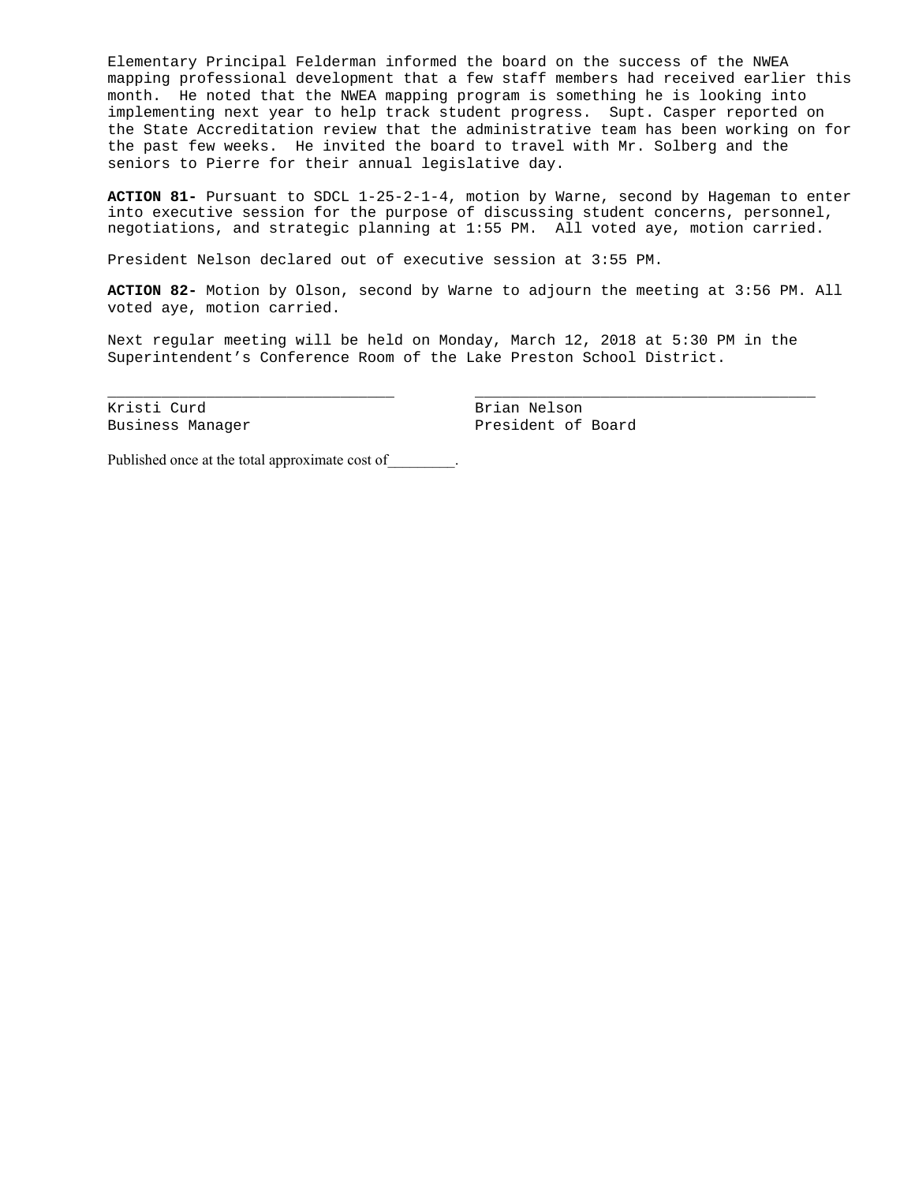Elementary Principal Felderman informed the board on the success of the NWEA mapping professional development that a few staff members had received earlier this month. He noted that the NWEA mapping program is something he is looking into implementing next year to help track student progress. Supt. Casper reported on the State Accreditation review that the administrative team has been working on for the past few weeks. He invited the board to travel with Mr. Solberg and the seniors to Pierre for their annual legislative day.

**ACTION 81-** Pursuant to SDCL 1-25-2-1-4, motion by Warne, second by Hageman to enter into executive session for the purpose of discussing student concerns, personnel, negotiations, and strategic planning at 1:55 PM. All voted aye, motion carried.

President Nelson declared out of executive session at 3:55 PM.

**ACTION 82-** Motion by Olson, second by Warne to adjourn the meeting at 3:56 PM. All voted aye, motion carried.

Next regular meeting will be held on Monday, March 12, 2018 at 5:30 PM in the Superintendent's Conference Room of the Lake Preston School District.

| | |
|---|---|
| ________________________________ | ________________________________ |
| Kristi Curd | Brian Nelson |
| Business Manager | President of Board |

Published once at the total approximate cost of_________.